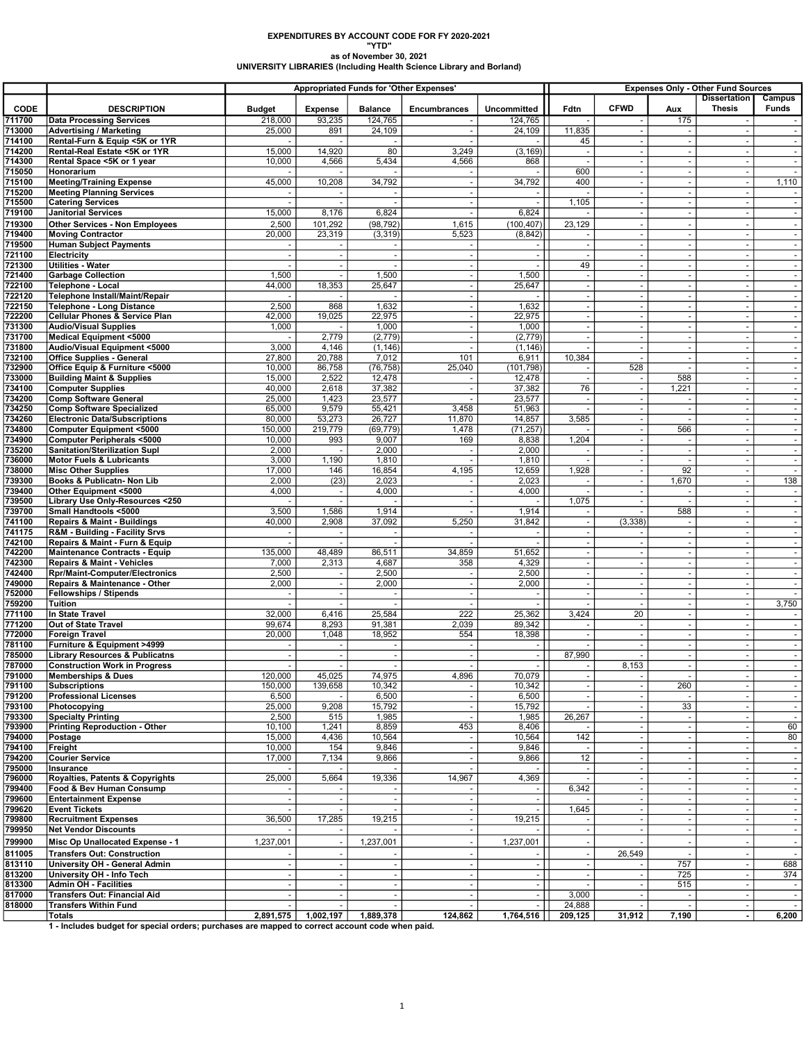**EXPENDITURES BY ACCOUNT CODE FOR FY 2020-2021**
**"YTD"**
**as of November 30, 2021**
**UNIVERSITY LIBRARIES (Including Health Science Library and Borland)**

| | | Appropriated Funds for 'Other Expenses' | | | | | Expenses Only - Other Fund Sources | | | | |
|---|---|---|---|---|---|---|---|---|---|---|---|
| CODE | DESCRIPTION | Budget | Expense | Balance | Encumbrances | Uncommitted | Fdtn | CFWD | Aux | Dissertation Thesis | Campus Funds |
| 711700 | Data Processing Services | 218,000 | 93,235 | 124,765 | - | 124,765 | - | - | 175 | - | - |
| 713000 | Advertising / Marketing | 25,000 | 891 | 24,109 | - | 24,109 | 11,835 | - | - | - | - |
| 714100 | Rental-Furn & Equip <5K or 1YR | - | - | - | - | - | 45 | - | - | - | - |
| 714200 | Rental-Real Estate <5K or 1YR | 15,000 | 14,920 | 80 | 3,249 | (3,169) | - | - | - | - | - |
| 714300 | Rental Space <5K or 1 year | 10,000 | 4,566 | 5,434 | 4,566 | 868 | - | - | - | - | - |
| 715050 | Honorarium | - | - | - | - | - | 600 | - | - | - | - |
| 715100 | Meeting/Training Expense | 45,000 | 10,208 | 34,792 | - | 34,792 | 400 | - | - | - | 1,110 |
| 715200 | Meeting Planning Services | - | - | - | - | - | - | - | - | - | - |
| 715500 | Catering Services | - | - | - | - | - | 1,105 | - | - | - | - |
| 719100 | Janitorial Services | 15,000 | 8,176 | 6,824 | - | 6,824 | - | - | - | - | - |
| 719300 | Other Services - Non Employees | 2,500 | 101,292 | (98,792) | 1,615 | (100,407) | 23,129 | - | - | - | - |
| 719400 | Moving Contractor | 20,000 | 23,319 | (3,319) | 5,523 | (8,842) | - | - | - | - | - |
| 719500 | Human Subject Payments | - | - | - | - | - | - | - | - | - | - |
| 721100 | Electricity | - | - | - | - | - | - | - | - | - | - |
| 721300 | Utilities - Water | - | - | - | - | - | 49 | - | - | - | - |
| 721400 | Garbage Collection | 1,500 | - | 1,500 | - | 1,500 | - | - | - | - | - |
| 722100 | Telephone - Local | 44,000 | 18,353 | 25,647 | - | 25,647 | - | - | - | - | - |
| 722120 | Telephone Install/Maint/Repair | - | - | - | - | - | - | - | - | - | - |
| 722150 | Telephone - Long Distance | 2,500 | 868 | 1,632 | - | 1,632 | - | - | - | - | - |
| 722200 | Cellular Phones & Service Plan | 42,000 | 19,025 | 22,975 | - | 22,975 | - | - | - | - | - |
| 731300 | Audio/Visual Supplies | 1,000 | - | 1,000 | - | 1,000 | - | - | - | - | - |
| 731700 | Medical Equipment <5000 | - | 2,779 | (2,779) | - | (2,779) | - | - | - | - | - |
| 731800 | Audio/Visual Equipment <5000 | 3,000 | 4,146 | (1,146) | - | (1,146) | - | - | - | - | - |
| 732100 | Office Supplies - General | 27,800 | 20,788 | 7,012 | 101 | 6,911 | 10,384 | - | - | - | - |
| 732900 | Office Equip & Furniture <5000 | 10,000 | 86,758 | (76,758) | 25,040 | (101,798) | - | 528 | - | - | - |
| 733000 | Building Maint & Supplies | 15,000 | 2,522 | 12,478 | - | 12,478 | - | - | 588 | - | - |
| 734100 | Computer Supplies | 40,000 | 2,618 | 37,382 | - | 37,382 | 76 | - | 1,221 | - | - |
| 734200 | Comp Software General | 25,000 | 1,423 | 23,577 | - | 23,577 | - | - | - | - | - |
| 734250 | Comp Software Specialized | 65,000 | 9,579 | 55,421 | 3,458 | 51,963 | - | - | - | - | - |
| 734260 | Electronic Data/Subscriptions | 80,000 | 53,273 | 26,727 | 11,870 | 14,857 | 3,585 | - | - | - | - |
| 734800 | Computer Equipment <5000 | 150,000 | 219,779 | (69,779) | 1,478 | (71,257) | - | - | 566 | - | - |
| 734900 | Computer Peripherals <5000 | 10,000 | 993 | 9,007 | 169 | 8,838 | 1,204 | - | - | - | - |
| 735200 | Sanitation/Sterilization Supl | 2,000 | - | 2,000 | - | 2,000 | - | - | - | - | - |
| 736000 | Motor Fuels & Lubricants | 3,000 | 1,190 | 1,810 | - | 1,810 | - | - | - | - | - |
| 738000 | Misc Other Supplies | 17,000 | 146 | 16,854 | 4,195 | 12,659 | 1,928 | - | 92 | - | - |
| 739300 | Books & Publicatn- Non Lib | 2,000 | (23) | 2,023 | - | 2,023 | - | - | 1,670 | - | 138 |
| 739400 | Other Equipment <5000 | 4,000 | - | 4,000 | - | 4,000 | - | - | - | - | - |
| 739500 | Library Use Only-Resources <250 | - | - | - | - | - | 1,075 | - | - | - | - |
| 739700 | Small Handtools <5000 | 3,500 | 1,586 | 1,914 | - | 1,914 | - | - | 588 | - | - |
| 741100 | Repairs & Maint - Buildings | 40,000 | 2,908 | 37,092 | 5,250 | 31,842 | - | (3,338) | - | - | - |
| 741175 | R&M - Building - Facility Srvs | - | - | - | - | - | - | - | - | - | - |
| 742100 | Repairs & Maint - Furn & Equip | - | - | - | - | - | - | - | - | - | - |
| 742200 | Maintenance Contracts - Equip | 135,000 | 48,489 | 86,511 | 34,859 | 51,652 | - | - | - | - | - |
| 742300 | Repairs & Maint - Vehicles | 7,000 | 2,313 | 4,687 | 358 | 4,329 | - | - | - | - | - |
| 742400 | Rpr/Maint-Computer/Electronics | 2,500 | - | 2,500 | - | 2,500 | - | - | - | - | - |
| 749000 | Repairs & Maintenance - Other | 2,000 | - | 2,000 | - | 2,000 | - | - | - | - | - |
| 752000 | Fellowships / Stipends | - | - | - | - | - | - | - | - | - | - |
| 759200 | Tuition | - | - | - | - | - | - | - | - | - | 3,750 |
| 771100 | In State Travel | 32,000 | 6,416 | 25,584 | 222 | 25,362 | 3,424 | 20 | - | - | - |
| 771200 | Out of State Travel | 99,674 | 8,293 | 91,381 | 2,039 | 89,342 | - | - | - | - | - |
| 772000 | Foreign Travel | 20,000 | 1,048 | 18,952 | 554 | 18,398 | - | - | - | - | - |
| 781100 | Furniture & Equipment >4999 | - | - | - | - | - | - | - | - | - | - |
| 785000 | Library Resources & Publicatns | - | - | - | - | - | 87,990 | - | - | - | - |
| 787000 | Construction Work in Progress | - | - | - | - | - | - | 8,153 | - | - | - |
| 791000 | Memberships & Dues | 120,000 | 45,025 | 74,975 | 4,896 | 70,079 | - | - | - | - | - |
| 791100 | Subscriptions | 150,000 | 139,658 | 10,342 | - | 10,342 | - | - | 260 | - | - |
| 791200 | Professional Licenses | 6,500 | - | 6,500 | - | 6,500 | - | - | - | - | - |
| 793100 | Photocopying | 25,000 | 9,208 | 15,792 | - | 15,792 | - | - | 33 | - | - |
| 793300 | Specialty Printing | 2,500 | 515 | 1,985 | - | 1,985 | 26,267 | - | - | - | - |
| 793900 | Printing Reproduction - Other | 10,100 | 1,241 | 8,859 | 453 | 8,406 | - | - | - | - | 60 |
| 794000 | Postage | 15,000 | 4,436 | 10,564 | - | 10,564 | 142 | - | - | - | 80 |
| 794100 | Freight | 10,000 | 154 | 9,846 | - | 9,846 | - | - | - | - | - |
| 794200 | Courier Service | 17,000 | 7,134 | 9,866 | - | 9,866 | 12 | - | - | - | - |
| 795000 | Insurance | - | - | - | - | - | - | - | - | - | - |
| 796000 | Royalties, Patents & Copyrights | 25,000 | 5,664 | 19,336 | 14,967 | 4,369 | - | - | - | - | - |
| 799400 | Food & Bev Human Consump | - | - | - | - | - | 6,342 | - | - | - | - |
| 799600 | Entertainment Expense | - | - | - | - | - | - | - | - | - | - |
| 799620 | Event Tickets | - | - | - | - | - | 1,645 | - | - | - | - |
| 799800 | Recruitment Expenses | 36,500 | 17,285 | 19,215 | - | 19,215 | - | - | - | - | - |
| 799950 | Net Vendor Discounts | - | - | - | - | - | - | - | - | - | - |
| 799900 | Misc Op Unallocated Expense - 1 | 1,237,001 | - | 1,237,001 | - | 1,237,001 | - | - | - | - | - |
| 811005 | Transfers Out: Construction | - | - | - | - | - | - | 26,549 | - | - | - |
| 813110 | University OH - General Admin | - | - | - | - | - | - | - | 757 | - | 688 |
| 813200 | University OH - Info Tech | - | - | - | - | - | - | - | 725 | - | 374 |
| 813300 | Admin OH - Facilities | - | - | - | - | - | - | - | 515 | - | - |
| 817000 | Transfers Out: Financial Aid | - | - | - | - | - | 3,000 | - | - | - | - |
| 818000 | Transfers Within Fund | - | - | - | - | - | 24,888 | - | - | - | - |
| | Totals | 2,891,575 | 1,002,197 | 1,889,378 | 124,862 | 1,764,516 | 209,125 | 31,912 | 7,190 | - | 6,200 |

1 - Includes budget for special orders; purchases are mapped to correct account code when paid.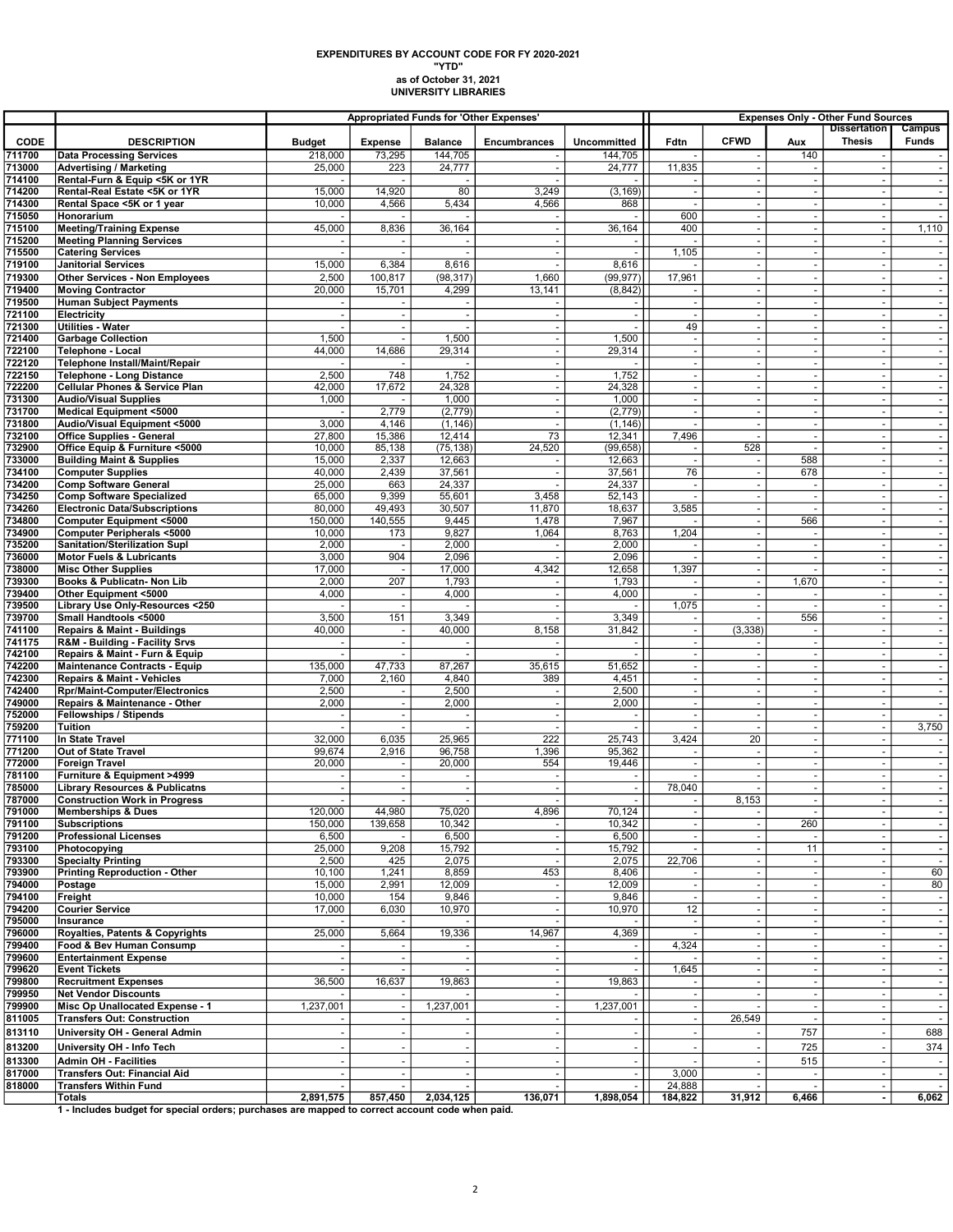**EXPENDITURES BY ACCOUNT CODE FOR FY 2020-2021**
**"YTD"**
**as of October 31, 2021**
**UNIVERSITY LIBRARIES**

| | | Appropriated Funds for 'Other Expenses' | | | | | Expenses Only - Other Fund Sources | | | | |
|---|---|---|---|---|---|---|---|---|---|---|---|
| CODE | DESCRIPTION | Budget | Expense | Balance | Encumbrances | Uncommitted | Fdtn | CFWD | Aux | Dissertation Thesis | Campus Funds |
| 711700 | Data Processing Services | 218,000 | 73,295 | 144,705 | - | 144,705 | - | - | 140 | - | - |
| 713000 | Advertising / Marketing | 25,000 | 223 | 24,777 | - | 24,777 | 11,835 | - | - | - | - |
| 714100 | Rental-Furn & Equip <5K or 1YR | - | - | - | - | - | - | - | - | - | - |
| 714200 | Rental-Real Estate <5K or 1YR | 15,000 | 14,920 | 80 | 3,249 | (3,169) | - | - | - | - | - |
| 714300 | Rental Space <5K or 1 year | 10,000 | 4,566 | 5,434 | 4,566 | 868 | - | - | - | - | - |
| 715050 | Honorarium | - | - | - | - | - | 600 | - | - | - | - |
| 715100 | Meeting/Training Expense | 45,000 | 8,836 | 36,164 | - | 36,164 | 400 | - | - | - | 1,110 |
| 715200 | Meeting Planning Services | - | - | - | - | - | - | - | - | - | - |
| 715500 | Catering Services | - | - | - | - | - | 1,105 | - | - | - | - |
| 719100 | Janitorial Services | 15,000 | 6,384 | 8,616 | - | 8,616 | - | - | - | - | - |
| 719300 | Other Services - Non Employees | 2,500 | 100,817 | (98,317) | 1,660 | (99,977) | 17,961 | - | - | - | - |
| 719400 | Moving Contractor | 20,000 | 15,701 | 4,299 | 13,141 | (8,842) | - | - | - | - | - |
| 719500 | Human Subject Payments | - | - | - | - | - | - | - | - | - | - |
| 721100 | Electricity | - | - | - | - | - | - | - | - | - | - |
| 721300 | Utilities - Water | - | - | - | - | - | 49 | - | - | - | - |
| 721400 | Garbage Collection | 1,500 | - | 1,500 | - | 1,500 | - | - | - | - | - |
| 722100 | Telephone - Local | 44,000 | 14,686 | 29,314 | - | 29,314 | - | - | - | - | - |
| 722120 | Telephone Install/Maint/Repair | - | - | - | - | - | - | - | - | - | - |
| 722150 | Telephone - Long Distance | 2,500 | 748 | 1,752 | - | 1,752 | - | - | - | - | - |
| 722200 | Cellular Phones & Service Plan | 42,000 | 17,672 | 24,328 | - | 24,328 | - | - | - | - | - |
| 731300 | Audio/Visual Supplies | 1,000 | - | 1,000 | - | 1,000 | - | - | - | - | - |
| 731700 | Medical Equipment <5000 | - | 2,779 | (2,779) | - | (2,779) | - | - | - | - | - |
| 731800 | Audio/Visual Equipment <5000 | 3,000 | 4,146 | (1,146) | - | (1,146) | - | - | - | - | - |
| 732100 | Office Supplies - General | 27,800 | 15,386 | 12,414 | 73 | 12,341 | 7,496 | - | - | - | - |
| 732900 | Office Equip & Furniture <5000 | 10,000 | 85,138 | (75,138) | 24,520 | (99,658) | - | 528 | - | - | - |
| 733000 | Building Maint & Supplies | 15,000 | 2,337 | 12,663 | - | 12,663 | - | - | 588 | - | - |
| 734100 | Computer Supplies | 40,000 | 2,439 | 37,561 | - | 37,561 | 76 | - | 678 | - | - |
| 734200 | Comp Software General | 25,000 | 663 | 24,337 | - | 24,337 | - | - | - | - | - |
| 734250 | Comp Software Specialized | 65,000 | 9,399 | 55,601 | 3,458 | 52,143 | - | - | - | - | - |
| 734260 | Electronic Data/Subscriptions | 80,000 | 49,493 | 30,507 | 11,870 | 18,637 | 3,585 | - | - | - | - |
| 734800 | Computer Equipment <5000 | 150,000 | 140,555 | 9,445 | 1,478 | 7,967 | - | - | 566 | - | - |
| 734900 | Computer Peripherals <5000 | 10,000 | 173 | 9,827 | 1,064 | 8,763 | 1,204 | - | - | - | - |
| 735200 | Sanitation/Sterilization Supl | 2,000 | - | 2,000 | - | 2,000 | - | - | - | - | - |
| 736000 | Motor Fuels & Lubricants | 3,000 | 904 | 2,096 | - | 2,096 | - | - | - | - | - |
| 738000 | Misc Other Supplies | 17,000 | - | 17,000 | 4,342 | 12,658 | 1,397 | - | - | - | - |
| 739300 | Books & Publicatn- Non Lib | 2,000 | 207 | 1,793 | - | 1,793 | - | - | 1,670 | - | - |
| 739400 | Other Equipment <5000 | 4,000 | - | 4,000 | - | 4,000 | - | - | - | - | - |
| 739500 | Library Use Only-Resources <250 | - | - | - | - | - | 1,075 | - | - | - | - |
| 739700 | Small Handtools <5000 | 3,500 | 151 | 3,349 | - | 3,349 | - | - | 556 | - | - |
| 741100 | Repairs & Maint - Buildings | 40,000 | - | 40,000 | 8,158 | 31,842 | - | (3,338) | - | - | - |
| 741175 | R&M - Building - Facility Srvs | - | - | - | - | - | - | - | - | - | - |
| 742100 | Repairs & Maint - Furn & Equip | - | - | - | - | - | - | - | - | - | - |
| 742200 | Maintenance Contracts - Equip | 135,000 | 47,733 | 87,267 | 35,615 | 51,652 | - | - | - | - | - |
| 742300 | Repairs & Maint - Vehicles | 7,000 | 2,160 | 4,840 | 389 | 4,451 | - | - | - | - | - |
| 742400 | Rpr/Maint-Computer/Electronics | 2,500 | - | 2,500 | - | 2,500 | - | - | - | - | - |
| 749000 | Repairs & Maintenance - Other | 2,000 | - | 2,000 | - | 2,000 | - | - | - | - | - |
| 752000 | Fellowships / Stipends | - | - | - | - | - | - | - | - | - | - |
| 759200 | Tuition | - | - | - | - | - | - | - | - | - | 3,750 |
| 771100 | In State Travel | 32,000 | 6,035 | 25,965 | 222 | 25,743 | 3,424 | 20 | - | - | - |
| 771200 | Out of State Travel | 99,674 | 2,916 | 96,758 | 1,396 | 95,362 | - | - | - | - | - |
| 772000 | Foreign Travel | 20,000 | - | 20,000 | 554 | 19,446 | - | - | - | - | - |
| 781100 | Furniture & Equipment >4999 | - | - | - | - | - | - | - | - | - | - |
| 785000 | Library Resources & Publicatns | - | - | - | - | - | 78,040 | - | - | - | - |
| 787000 | Construction Work in Progress | - | - | - | - | - | - | 8,153 | - | - | - |
| 791000 | Memberships & Dues | 120,000 | 44,980 | 75,020 | 4,896 | 70,124 | - | - | - | - | - |
| 791100 | Subscriptions | 150,000 | 139,658 | 10,342 | - | 10,342 | - | - | 260 | - | - |
| 791200 | Professional Licenses | 6,500 | - | 6,500 | - | 6,500 | - | - | - | - | - |
| 793100 | Photocopying | 25,000 | 9,208 | 15,792 | - | 15,792 | - | - | 11 | - | - |
| 793300 | Specialty Printing | 2,500 | 425 | 2,075 | - | 2,075 | 22,706 | - | - | - | - |
| 793900 | Printing Reproduction - Other | 10,100 | 1,241 | 8,859 | 453 | 8,406 | - | - | - | - | 60 |
| 794000 | Postage | 15,000 | 2,991 | 12,009 | - | 12,009 | - | - | - | - | 80 |
| 794100 | Freight | 10,000 | 154 | 9,846 | - | 9,846 | - | - | - | - | - |
| 794200 | Courier Service | 17,000 | 6,030 | 10,970 | - | 10,970 | 12 | - | - | - | - |
| 795000 | Insurance | - | - | - | - | - | - | - | - | - | - |
| 796000 | Royalties, Patents & Copyrights | 25,000 | 5,664 | 19,336 | 14,967 | 4,369 | - | - | - | - | - |
| 799400 | Food & Bev Human Consump | - | - | - | - | - | 4,324 | - | - | - | - |
| 799600 | Entertainment Expense | - | - | - | - | - | - | - | - | - | - |
| 799620 | Event Tickets | - | - | - | - | - | 1,645 | - | - | - | - |
| 799800 | Recruitment Expenses | 36,500 | 16,637 | 19,863 | - | 19,863 | - | - | - | - | - |
| 799950 | Net Vendor Discounts | - | - | - | - | - | - | - | - | - | - |
| 799900 | Misc Op Unallocated Expense - 1 | 1,237,001 | - | 1,237,001 | - | 1,237,001 | - | - | - | - | - |
| 811005 | Transfers Out: Construction | - | - | - | - | - | - | 26,549 | - | - | - |
| 813110 | University OH - General Admin | - | - | - | - | - | - | - | 757 | - | 688 |
| 813200 | University OH - Info Tech | - | - | - | - | - | - | - | 725 | - | 374 |
| 813300 | Admin OH - Facilities | - | - | - | - | - | - | - | 515 | - | - |
| 817000 | Transfers Out: Financial Aid | - | - | - | - | - | 3,000 | - | - | - | - |
| 818000 | Transfers Within Fund | - | - | - | - | - | 24,888 | - | - | - | - |
| | **Totals** | **2,891,575** | **857,450** | **2,034,125** | **136,071** | **1,898,054** | **184,822** | **31,912** | **6,466** | **-** | **6,062** |

**1 - Includes budget for special orders; purchases are mapped to correct account code when paid.**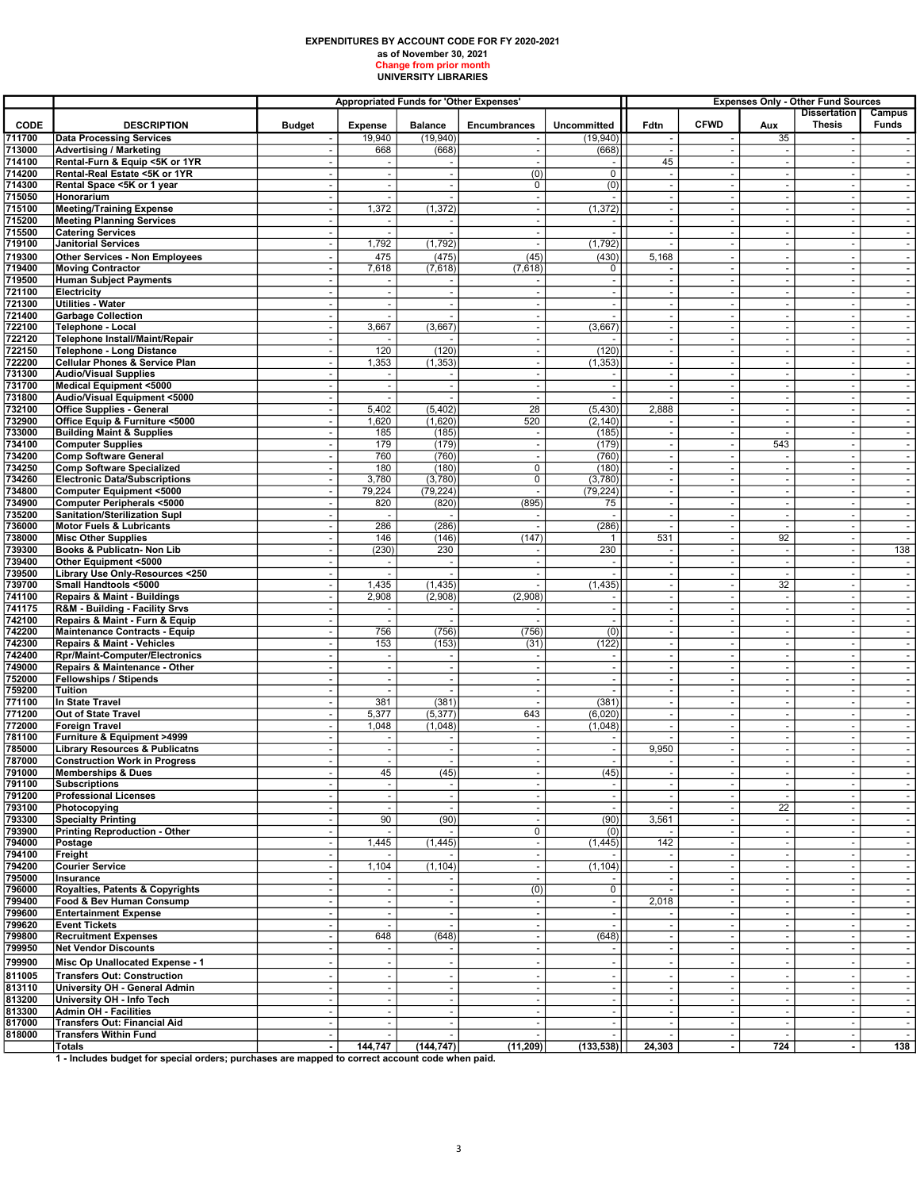# EXPENDITURES BY ACCOUNT CODE FOR FY 2020-2021

as of November 30, 2021

Change from prior month

UNIVERSITY LIBRARIES

| | | Appropriated Funds for 'Other Expenses' | | | | | Expenses Only - Other Fund Sources | | | | |
|---|---|---|---|---|---|---|---|---|---|---|---|
| CODE | DESCRIPTION | Budget | Expense | Balance | Encumbrances | Uncommitted | Fdtn | CFWD | Aux | Dissertation Thesis | Campus Funds |
| 711700 | Data Processing Services | - | 19,940 | (19,940) | - | (19,940) | - | - | 35 | - | - |
| 713000 | Advertising / Marketing | - | 668 | (668) | - | (668) | - | - | - | - | - |
| 714100 | Rental-Furn & Equip <5K or 1YR | - | - | - | - | - | 45 | - | - | - | - |
| 714200 | Rental-Real Estate <5K or 1YR | - | - | - | (0) | 0 | - | - | - | - | - |
| 714300 | Rental Space <5K or 1 year | - | - | - | 0 | (0) | - | - | - | - | - |
| 715050 | Honorarium | - | - | - | - | - | - | - | - | - | - |
| 715100 | Meeting/Training Expense | - | 1,372 | (1,372) | - | (1,372) | - | - | - | - | - |
| 715200 | Meeting Planning Services | - | - | - | - | - | - | - | - | - | - |
| 715500 | Catering Services | - | - | - | - | - | - | - | - | - | - |
| 719100 | Janitorial Services | - | 1,792 | (1,792) | - | (1,792) | - | - | - | - | - |
| 719300 | Other Services - Non Employees | - | 475 | (475) | (45) | (430) | 5,168 | - | - | - | - |
| 719400 | Moving Contractor | - | 7,618 | (7,618) | (7,618) | 0 | - | - | - | - | - |
| 719500 | Human Subject Payments | - | - | - | - | - | - | - | - | - | - |
| 721100 | Electricity | - | - | - | - | - | - | - | - | - | - |
| 721300 | Utilities - Water | - | - | - | - | - | - | - | - | - | - |
| 721400 | Garbage Collection | - | - | - | - | - | - | - | - | - | - |
| 722100 | Telephone - Local | - | 3,667 | (3,667) | - | (3,667) | - | - | - | - | - |
| 722120 | Telephone Install/Maint/Repair | - | - | - | - | - | - | - | - | - | - |
| 722150 | Telephone - Long Distance | - | 120 | (120) | - | (120) | - | - | - | - | - |
| 722200 | Cellular Phones & Service Plan | - | 1,353 | (1,353) | - | (1,353) | - | - | - | - | - |
| 731300 | Audio/Visual Supplies | - | - | - | - | - | - | - | - | - | - |
| 731700 | Medical Equipment <5000 | - | - | - | - | - | - | - | - | - | - |
| 731800 | Audio/Visual Equipment <5000 | - | - | - | - | - | - | - | - | - | - |
| 732100 | Office Supplies - General | - | 5,402 | (5,402) | 28 | (5,430) | 2,888 | - | - | - | - |
| 732900 | Office Equip & Furniture <5000 | - | 1,620 | (1,620) | 520 | (2,140) | - | - | - | - | - |
| 733000 | Building Maint & Supplies | - | 185 | (185) | - | (185) | - | - | - | - | - |
| 734100 | Computer Supplies | - | 179 | (179) | - | (179) | - | - | 543 | - | - |
| 734200 | Comp Software General | - | 760 | (760) | - | (760) | - | - | - | - | - |
| 734250 | Comp Software Specialized | - | 180 | (180) | 0 | (180) | - | - | - | - | - |
| 734260 | Electronic Data/Subscriptions | - | 3,780 | (3,780) | 0 | (3,780) | - | - | - | - | - |
| 734800 | Computer Equipment <5000 | - | 79,224 | (79,224) | - | (79,224) | - | - | - | - | - |
| 734900 | Computer Peripherals <5000 | - | 820 | (820) | (895) | 75 | - | - | - | - | - |
| 735200 | Sanitation/Sterilization Supl | - | - | - | - | - | - | - | - | - | - |
| 736000 | Motor Fuels & Lubricants | - | 286 | (286) | - | (286) | - | - | - | - | - |
| 738000 | Misc Other Supplies | - | 146 | (146) | (147) | 1 | 531 | - | 92 | - | - |
| 739300 | Books & Publicatn- Non Lib | - | (230) | 230 | - | 230 | - | - | - | - | 138 |
| 739400 | Other Equipment <5000 | - | - | - | - | - | - | - | - | - | - |
| 739500 | Library Use Only-Resources <250 | - | - | - | - | - | - | - | - | - | - |
| 739700 | Small Handtools <5000 | - | 1,435 | (1,435) | - | (1,435) | - | - | 32 | - | - |
| 741100 | Repairs & Maint - Buildings | - | 2,908 | (2,908) | (2,908) | - | - | - | - | - | - |
| 741175 | R&M - Building - Facility Srvs | - | - | - | - | - | - | - | - | - | - |
| 742100 | Repairs & Maint - Furn & Equip | - | - | - | - | - | - | - | - | - | - |
| 742200 | Maintenance Contracts - Equip | - | 756 | (756) | (756) | (0) | - | - | - | - | - |
| 742300 | Repairs & Maint - Vehicles | - | 153 | (153) | (31) | (122) | - | - | - | - | - |
| 742400 | Rpr/Maint-Computer/Electronics | - | - | - | - | - | - | - | - | - | - |
| 749000 | Repairs & Maintenance - Other | - | - | - | - | - | - | - | - | - | - |
| 752000 | Fellowships / Stipends | - | - | - | - | - | - | - | - | - | - |
| 759200 | Tuition | - | - | - | - | - | - | - | - | - | - |
| 771100 | In State Travel | - | 381 | (381) | - | (381) | - | - | - | - | - |
| 771200 | Out of State Travel | - | 5,377 | (5,377) | 643 | (6,020) | - | - | - | - | - |
| 772000 | Foreign Travel | - | 1,048 | (1,048) | - | (1,048) | - | - | - | - | - |
| 781100 | Furniture & Equipment >4999 | - | - | - | - | - | - | - | - | - | - |
| 785000 | Library Resources & Publicatns | - | - | - | - | - | 9,950 | - | - | - | - |
| 787000 | Construction Work in Progress | - | - | - | - | - | - | - | - | - | - |
| 791000 | Memberships & Dues | - | 45 | (45) | - | (45) | - | - | - | - | - |
| 791100 | Subscriptions | - | - | - | - | - | - | - | - | - | - |
| 791200 | Professional Licenses | - | - | - | - | - | - | - | - | - | - |
| 793100 | Photocopying | - | - | - | - | - | - | - | 22 | - | - |
| 793300 | Specialty Printing | - | 90 | (90) | - | (90) | 3,561 | - | - | - | - |
| 793900 | Printing Reproduction - Other | - | - | - | 0 | (0) | - | - | - | - | - |
| 794000 | Postage | - | 1,445 | (1,445) | - | (1,445) | 142 | - | - | - | - |
| 794100 | Freight | - | - | - | - | - | - | - | - | - | - |
| 794200 | Courier Service | - | 1,104 | (1,104) | - | (1,104) | - | - | - | - | - |
| 795000 | Insurance | - | - | - | - | - | - | - | - | - | - |
| 796000 | Royalties, Patents & Copyrights | - | - | - | (0) | 0 | - | - | - | - | - |
| 799400 | Food & Bev Human Consump | - | - | - | - | - | 2,018 | - | - | - | - |
| 799600 | Entertainment Expense | - | - | - | - | - | - | - | - | - | - |
| 799620 | Event Tickets | - | - | - | - | - | - | - | - | - | - |
| 799800 | Recruitment Expenses | - | 648 | (648) | - | (648) | - | - | - | - | - |
| 799950 | Net Vendor Discounts | - | - | - | - | - | - | - | - | - | - |
| 799900 | Misc Op Unallocated Expense - 1 | - | - | - | - | - | - | - | - | - | - |
| 811005 | Transfers Out: Construction | - | - | - | - | - | - | - | - | - | - |
| 813110 | University OH - General Admin | - | - | - | - | - | - | - | - | - | - |
| 813200 | University OH - Info Tech | - | - | - | - | - | - | - | - | - | - |
| 813300 | Admin OH - Facilities | - | - | - | - | - | - | - | - | - | - |
| 817000 | Transfers Out: Financial Aid | - | - | - | - | - | - | - | - | - | - |
| 818000 | Transfers Within Fund | - | - | - | - | - | - | - | - | - | - |
| | Totals | - | 144,747 | (144,747) | (11,209) | (133,538) | 24,303 | - | 724 | - | 138 |

1 - Includes budget for special orders; purchases are mapped to correct account code when paid.